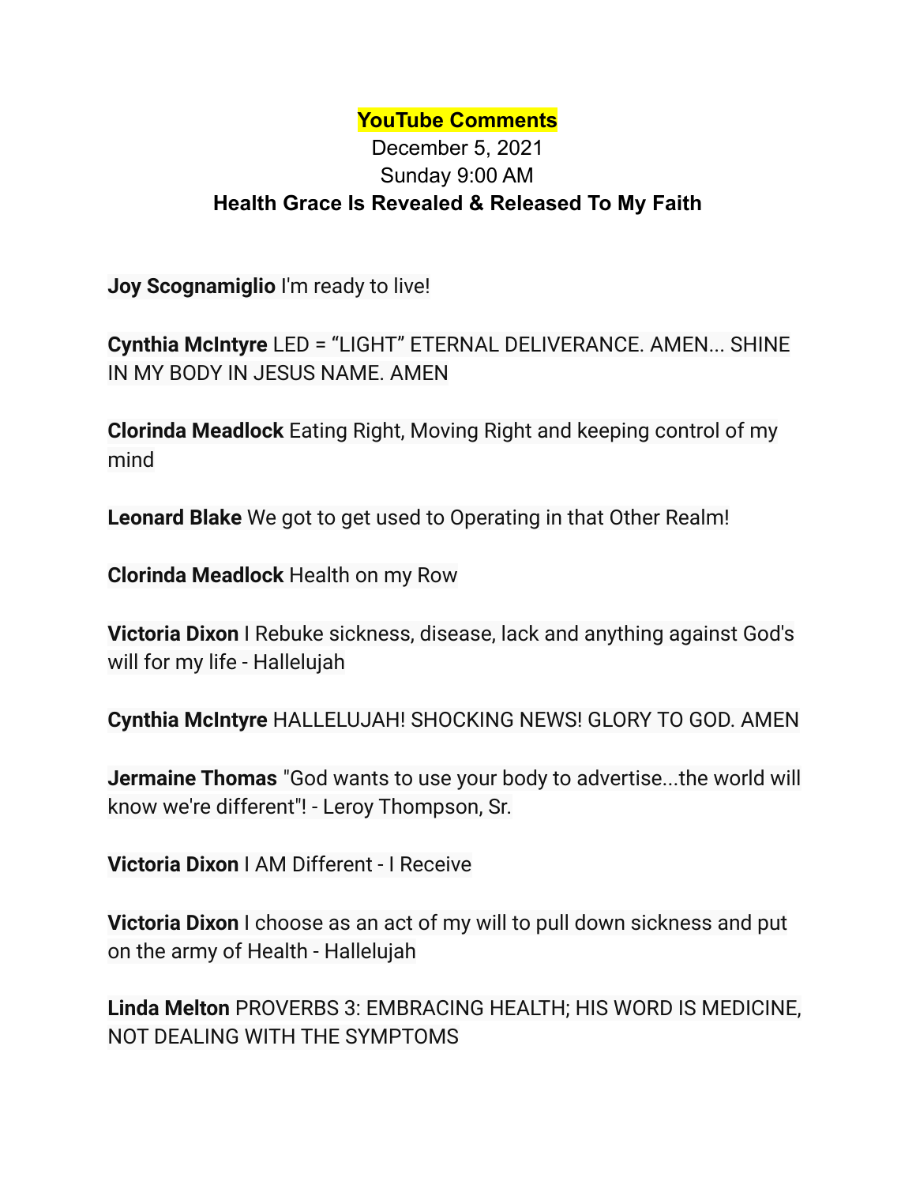# YouTube Comments

December 5, 2021

Sunday 9:00 AM

**Health Grace Is Revealed & Released To My Faith**

**Joy Scognamiglio** I'm ready to live!

**Cynthia McIntyre** LED = “LIGHT” ETERNAL DELIVERANCE. AMEN... SHINE IN MY BODY IN JESUS NAME. AMEN

**Clorinda Meadlock** Eating Right, Moving Right and keeping control of my mind

**Leonard Blake** We got to get used to Operating in that Other Realm!

**Clorinda Meadlock** Health on my Row

**Victoria Dixon** I Rebuke sickness, disease, lack and anything against God's will for my life - Hallelujah

**Cynthia McIntyre** HALLELUJAH! SHOCKING NEWS! GLORY TO GOD. AMEN

**Jermaine Thomas** "God wants to use your body to advertise...the world will know we're different"! - Leroy Thompson, Sr.

**Victoria Dixon** I AM Different - I Receive

**Victoria Dixon** I choose as an act of my will to pull down sickness and put on the army of Health - Hallelujah

**Linda Melton** PROVERBS 3: EMBRACING HEALTH; HIS WORD IS MEDICINE, NOT DEALING WITH THE SYMPTOMS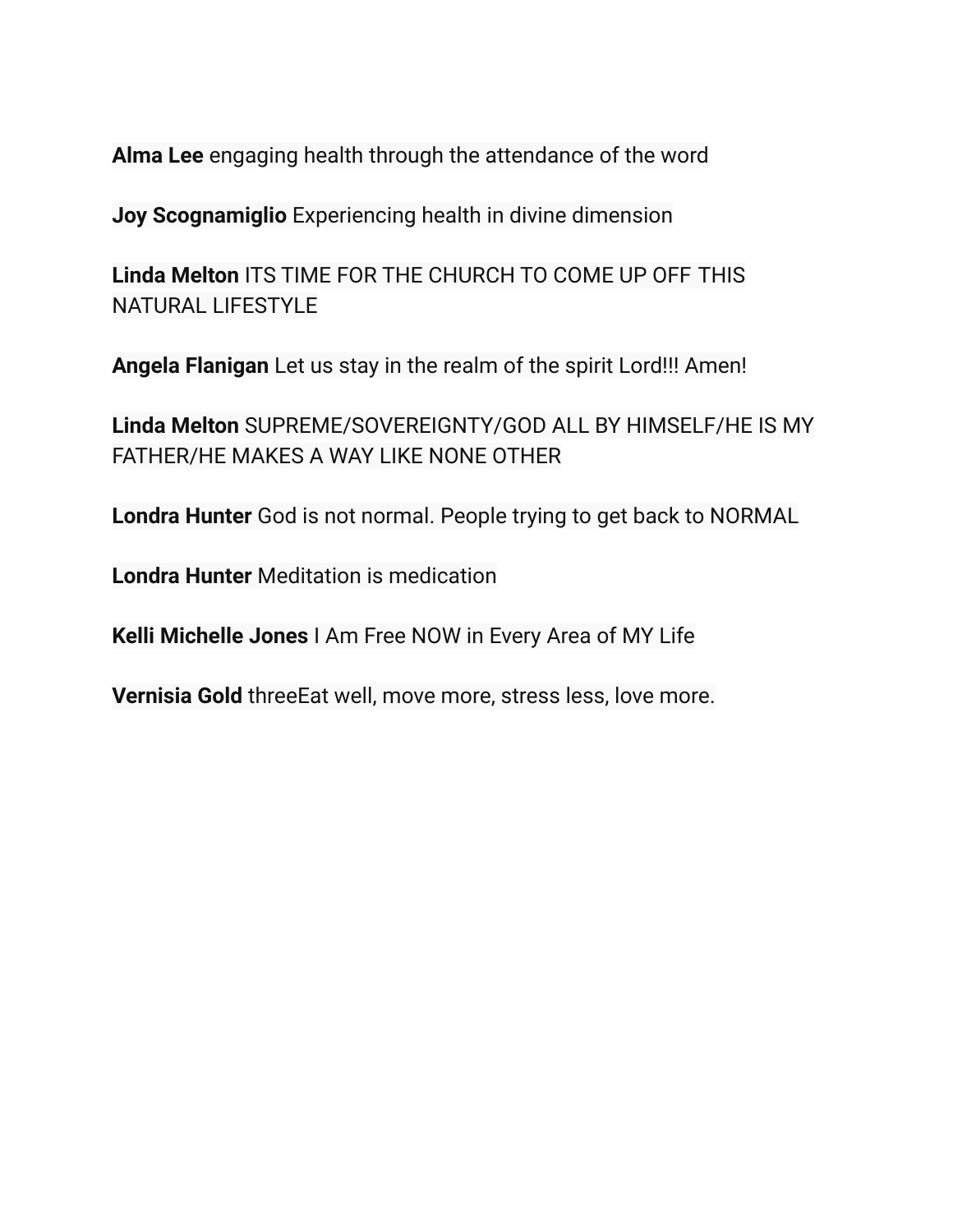**Alma Lee** engaging health through the attendance of the word

**Joy Scognamiglio** Experiencing health in divine dimension

**Linda Melton** ITS TIME FOR THE CHURCH TO COME UP OFF THIS NATURAL LIFESTYLE

**Angela Flanigan** Let us stay in the realm of the spirit Lord!!! Amen!

**Linda Melton** SUPREME/SOVEREIGNTY/GOD ALL BY HIMSELF/HE IS MY FATHER/HE MAKES A WAY LIKE NONE OTHER

**Londra Hunter** God is not normal. People trying to get back to NORMAL

**Londra Hunter** Meditation is medication

**Kelli Michelle Jones** I Am Free NOW in Every Area of MY Life

**Vernisia Gold** threeEat well, move more, stress less, love more.